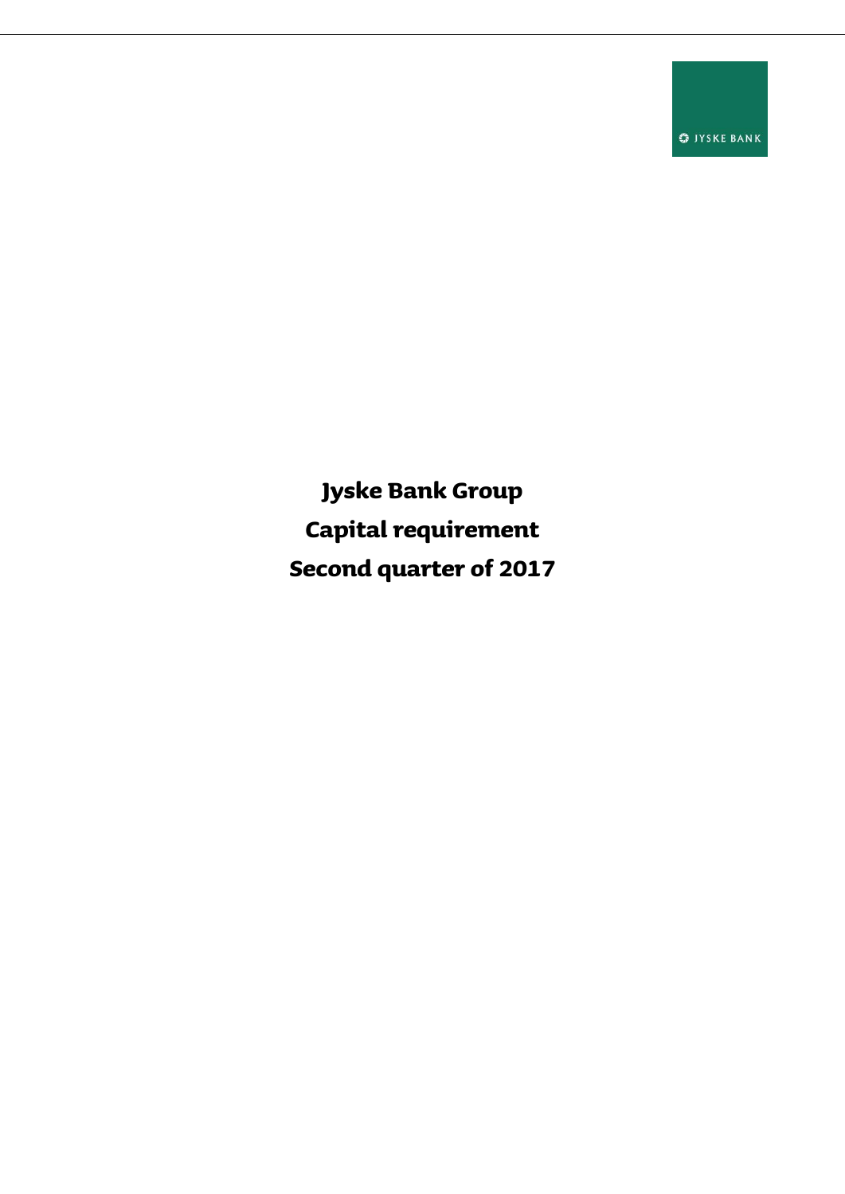# Jyske Bank Group

# Capital requirement

# Second quarter of 2017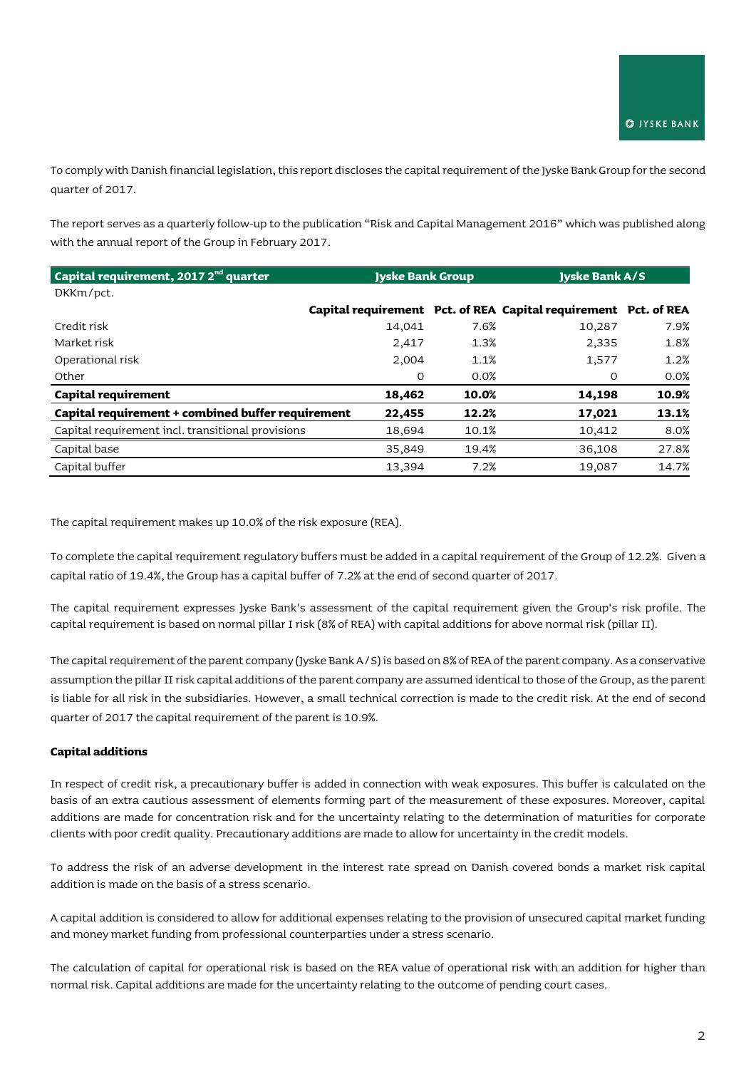To comply with Danish financial legislation, this report discloses the capital requirement of the Jyske Bank Group for the second quarter of 2017.

The report serves as a quarterly follow-up to the publication "Risk and Capital Management 2016" which was published along with the annual report of the Group in February 2017.

| Capital requirement, 2017 2nd quarter | Jyske Bank Group | | Jyske Bank A/S | |
|---|---|---|---|---|
| DKKm/pct. | | | | |
| | **Capital requirement** | **Pct. of REA** | **Capital requirement** | **Pct. of REA** |
| Credit risk | 14,041 | 7.6% | 10,287 | 7.9% |
| Market risk | 2,417 | 1.3% | 2,335 | 1.8% |
| Operational risk | 2,004 | 1.1% | 1,577 | 1.2% |
| Other | 0 | 0.0% | 0 | 0.0% |
| **Capital requirement** | **18,462** | **10.0%** | **14,198** | **10.9%** |
| **Capital requirement + combined buffer requirement** | **22,455** | **12.2%** | **17,021** | **13.1%** |
| Capital requirement incl. transitional provisions | 18,694 | 10.1% | 10,412 | 8.0% |
| Capital base | 35,849 | 19.4% | 36,108 | 27.8% |
| Capital buffer | 13,394 | 7.2% | 19,087 | 14.7% |

The capital requirement makes up 10.0% of the risk exposure (REA).

To complete the capital requirement regulatory buffers must be added in a capital requirement of the Group of 12.2%. Given a capital ratio of 19.4%, the Group has a capital buffer of 7.2% at the end of second quarter of 2017.

The capital requirement expresses Jyske Bank's assessment of the capital requirement given the Group's risk profile. The capital requirement is based on normal pillar I risk (8% of REA) with capital additions for above normal risk (pillar II).

The capital requirement of the parent company (Jyske Bank A/S) is based on 8% of REA of the parent company. As a conservative assumption the pillar II risk capital additions of the parent company are assumed identical to those of the Group, as the parent is liable for all risk in the subsidiaries. However, a small technical correction is made to the credit risk. At the end of second quarter of 2017 the capital requirement of the parent is 10.9%.

**Capital additions**

In respect of credit risk, a precautionary buffer is added in connection with weak exposures. This buffer is calculated on the basis of an extra cautious assessment of elements forming part of the measurement of these exposures. Moreover, capital additions are made for concentration risk and for the uncertainty relating to the determination of maturities for corporate clients with poor credit quality. Precautionary additions are made to allow for uncertainty in the credit models.

To address the risk of an adverse development in the interest rate spread on Danish covered bonds a market risk capital addition is made on the basis of a stress scenario.

A capital addition is considered to allow for additional expenses relating to the provision of unsecured capital market funding and money market funding from professional counterparties under a stress scenario.

The calculation of capital for operational risk is based on the REA value of operational risk with an addition for higher than normal risk. Capital additions are made for the uncertainty relating to the outcome of pending court cases.